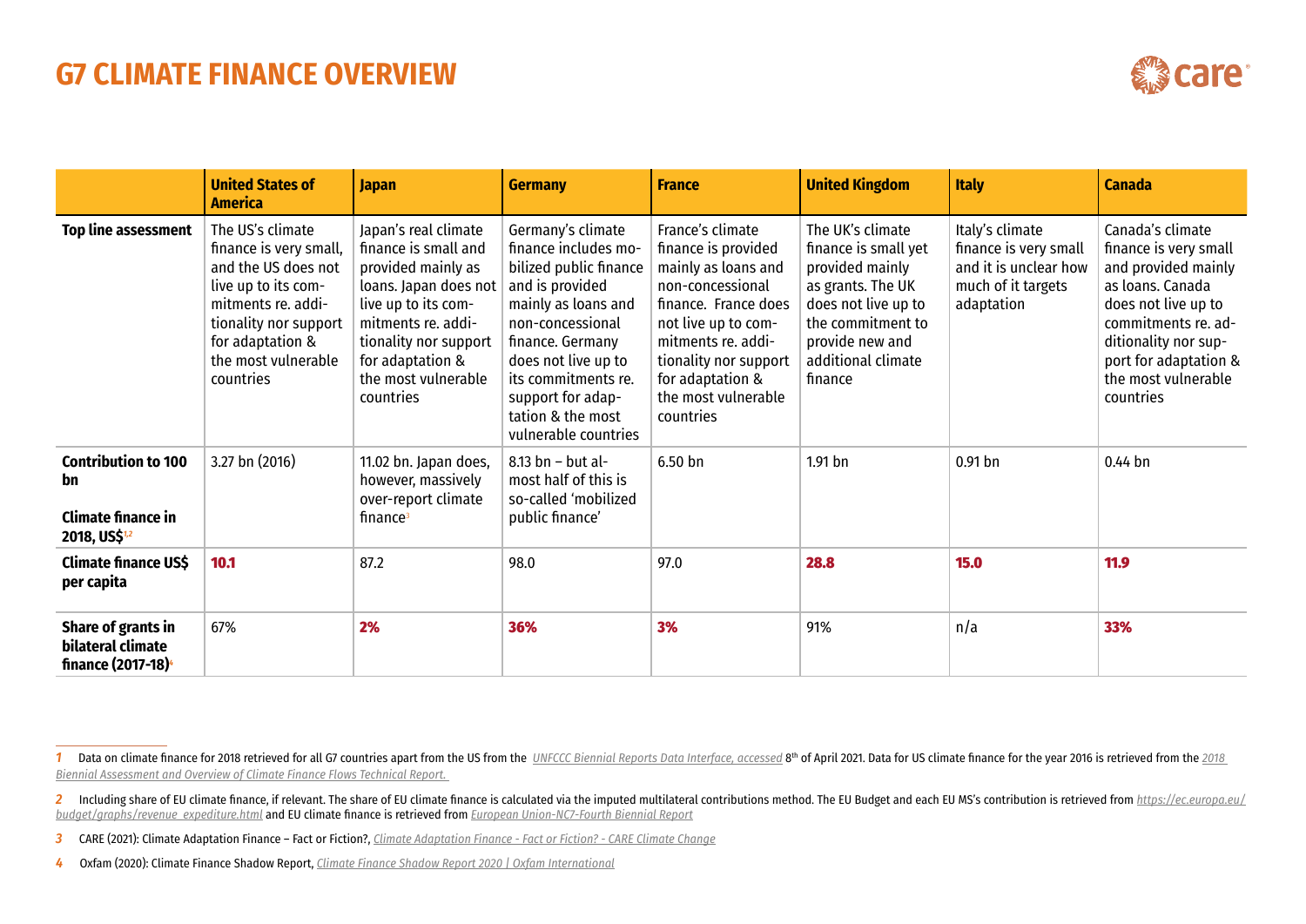# G7 CLIMATE FINANCE OVERVIEW

| | United States of America | Japan | Germany | France | United Kingdom | Italy | Canada |
|---|---|---|---|---|---|---|---|
| **Top line assessment** | The US's climate finance is very small, and the US does not live up to its commitments re. additionality nor support for adaptation & the most vulnerable countries | Japan's real climate finance is small and provided mainly as loans. Japan does not live up to its commitments re. additionality nor support for adaptation & the most vulnerable countries | Germany's climate finance includes mobilized public finance and is provided mainly as loans and non-concessional finance. Germany does not live up to its commitments re. support for adaptation & the most vulnerable countries | France's climate finance is provided mainly as loans and non-concessional finance. France does not live up to commitments re. additionality nor support for adaptation & the most vulnerable countries | The UK's climate finance is small yet provided mainly as grants. The UK does not live up to the commitment to provide new and additional climate finance | Italy's climate finance is very small and it is unclear how much of it targets adaptation | Canada's climate finance is very small and provided mainly as loans. Canada does not live up to commitments re. additionality nor support for adaptation & the most vulnerable countries |
| **Contribution to 100 bn**<br><br>**Climate finance in 2018, US$**[1,2] | 3.27 bn (2016) | 11.02 bn. Japan does, however, massively over-report climate finance[3] | 8.13 bn – but almost half of this is so-called 'mobilized public finance' | 6.50 bn | 1.91 bn | 0.91 bn | 0.44 bn |
| **Climate finance US$ per capita** | **10.1** | 87.2 | 98.0 | 97.0 | **28.8** | **15.0** | **11.9** |
| **Share of grants in bilateral climate finance (2017-18)**[4] | 67% | **2%** | **36%** | **3%** | 91% | n/a | **33%** |

1 Data on climate finance for 2018 retrieved for all G7 countries apart from the US from the *UNFCCC Biennial Reports Data Interface, accessed* 8th of April 2021. Data for US climate finance for the year 2016 is retrieved from the *2018 Biennial Assessment and Overview of Climate Finance Flows Technical Report.*

2 Including share of EU climate finance, if relevant. The share of EU climate finance is calculated via the imputed multilateral contributions method. The EU Budget and each EU MS's contribution is retrieved from *https://ec.europa.eu/budget/graphs/revenue_expediture.html* and EU climate finance is retrieved from *European Union-NC7-Fourth Biennial Report*

3 CARE (2021): Climate Adaptation Finance – Fact or Fiction?, *Climate Adaptation Finance - Fact or Fiction? - CARE Climate Change*

4 Oxfam (2020): Climate Finance Shadow Report, *Climate Finance Shadow Report 2020 | Oxfam International*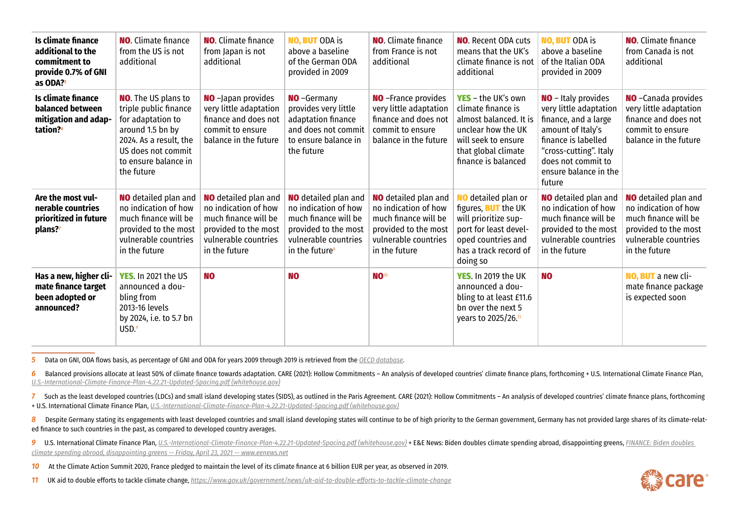| | | | | | | | |
|---|---|---|---|---|---|---|---|
| **Is climate finance additional to the commitment to provide 0.7% of GNI as ODA?**[5] | **NO**. Climate finance from the US is not additional | **NO**. Climate finance from Japan is not additional | **NO, BUT** ODA is above a baseline of the German ODA provided in 2009 | **NO**. Climate finance from France is not additional | **NO**. Recent ODA cuts means that the UK's climate finance is not additional | **NO, BUT** ODA is above a baseline of the Italian ODA provided in 2009 | **NO**. Climate finance from Canada is not additional |
| **Is climate finance balanced between mitigation and adaptation?**[6] | **NO**. The US plans to triple public finance for adaptation to around 1.5 bn by 2024. As a result, the US does not commit to ensure balance in the future | **NO** –Japan provides very little adaptation finance and does not commit to ensure balance in the future | **NO** –Germany provides very little adaptation finance and does not commit to ensure balance in the future | **NO** –France provides very little adaptation finance and does not commit to ensure balance in the future | **YES** – the UK's own climate finance is almost balanced. It is unclear how the UK will seek to ensure that global climate finance is balanced | **NO** – Italy provides very little adaptation finance, and a large amount of Italy's finance is labelled "cross-cutting". Italy does not commit to ensure balance in the future | **NO** –Canada provides very little adaptation finance and does not commit to ensure balance in the future |
| **Are the most vulnerable countries prioritized in future plans?**[7] | **NO** detailed plan and no indication of how much finance will be provided to the most vulnerable countries in the future | **NO** detailed plan and no indication of how much finance will be provided to the most vulnerable countries in the future | **NO** detailed plan and no indication of how much finance will be provided to the most vulnerable countries in the future[8] | **NO** detailed plan and no indication of how much finance will be provided to the most vulnerable countries in the future | **NO** detailed plan or figures, **BUT** the UK will prioritize support for least developed countries and has a track record of doing so | **NO** detailed plan and no indication of how much finance will be provided to the most vulnerable countries in the future | **NO** detailed plan and no indication of how much finance will be provided to the most vulnerable countries in the future |
| **Has a new, higher climate finance target been adopted or announced?** | **YES**. In 2021 the US announced a doubling from 2013-16 levels by 2024, i.e. to 5.7 bn USD.[9] | **NO** | **NO** | **NO**[10] | **YES**. In 2019 the UK announced a doubling to at least £11.6 bn over the next 5 years to 2025/26.[11] | **NO** | **NO, BUT** a new climate finance package is expected soon |

*5* Data on GNI, ODA flows basis, as percentage of GNI and ODA for years 2009 through 2019 is retrieved from the *OECD database*.

*6* Balanced provisions allocate at least 50% of climate finance towards adaptation. CARE (2021): Hollow Commitments – An analysis of developed countries' climate finance plans, forthcoming + U.S. International Climate Finance Plan, *U.S.-International-Climate-Finance-Plan-4.22.21-Updated-Spacing.pdf (whitehouse.gov)*

*7* Such as the least developed countries (LDCs) and small island developing states (SIDS), as outlined in the Paris Agreement. CARE (2021): Hollow Commitments – An analysis of developed countries' climate finance plans, forthcoming + U.S. International Climate Finance Plan, *U.S.-International-Climate-Finance-Plan-4.22.21-Updated-Spacing.pdf (whitehouse.gov)*

*8* Despite Germany stating its engagements with least developed countries and small island developing states will continue to be of high priority to the German government, Germany has not provided large shares of its climate-related finance to such countries in the past, as compared to developed country averages.

*9* U.S. International Climate Finance Plan, *U.S.-International-Climate-Finance-Plan-4.22.21-Updated-Spacing.pdf (whitehouse.gov)* + E&E News: Biden doubles climate spending abroad, disappointing greens, *FINANCE: Biden doubles climate spending abroad, disappointing greens -- Friday, April 23, 2021 -- www.eenews.net*

*10* At the Climate Action Summit 2020, France pledged to maintain the level of its climate finance at 6 billion EUR per year, as observed in 2019.

*11* UK aid to double efforts to tackle climate change, *https://www.gov.uk/government/news/uk-aid-to-double-efforts-to-tackle-climate-change*